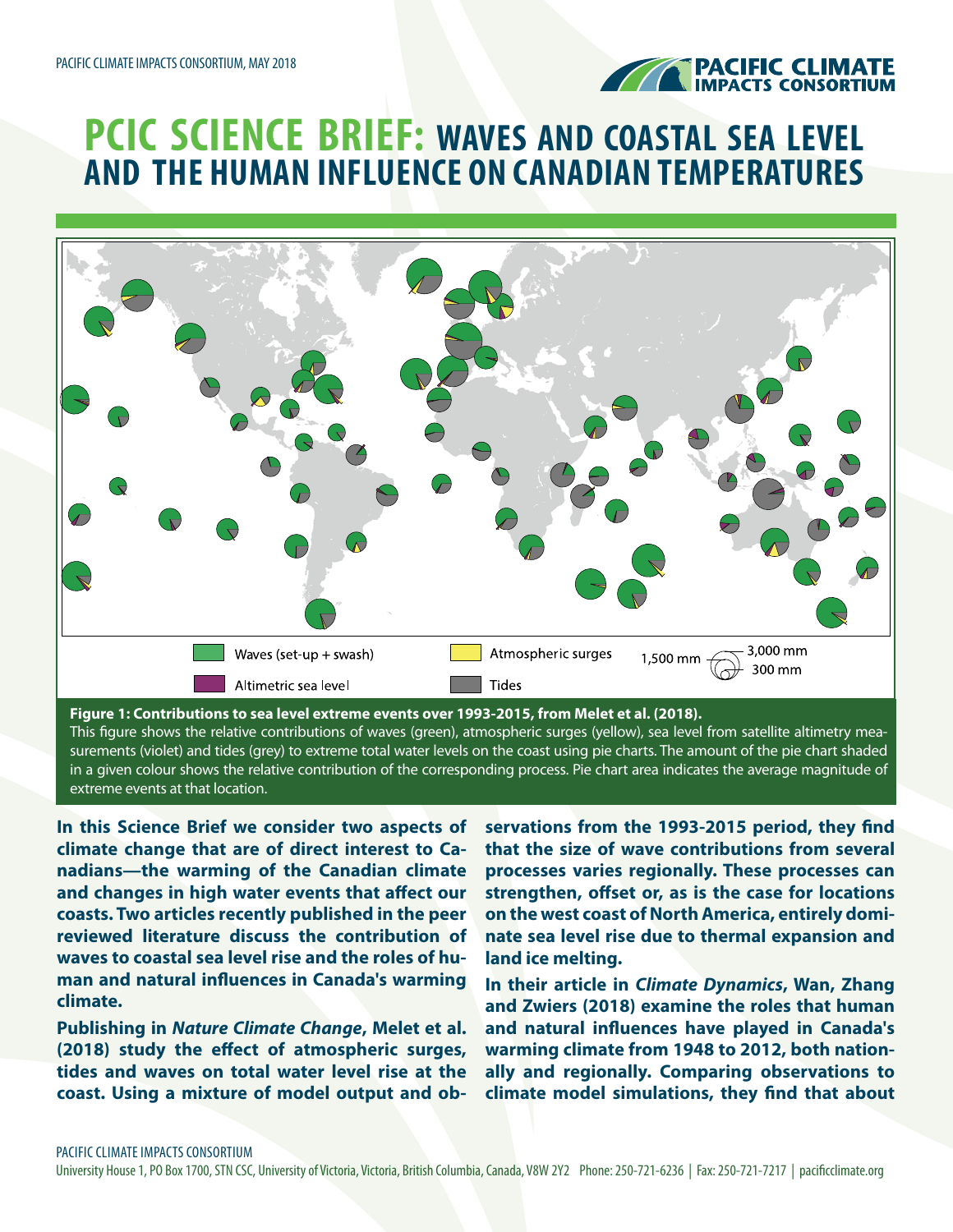# PCIC SCIENCE BRIEF: WAVES AND COASTAL SEA LEVEL AND THE HUMAN INFLUENCE ON CANADIAN TEMPERATURES

**Figure 1: Contributions to sea level extreme events over 1993-2015, from Melet et al. (2018).**
This figure shows the relative contributions of waves (green), atmospheric surges (yellow), sea level from satellite altimetry measurements (violet) and tides (grey) to extreme total water levels on the coast using pie charts. The amount of the pie chart shaded in a given colour shows the relative contribution of the corresponding process. Pie chart area indicates the average magnitude of extreme events at that location.

**In this Science Brief we consider two aspects of climate change that are of direct interest to Canadians—the warming of the Canadian climate and changes in high water events that affect our coasts. Two articles recently published in the peer reviewed literature discuss the contribution of waves to coastal sea level rise and the roles of human and natural influences in Canada's warming climate.**

**Publishing in *Nature Climate Change*, Melet et al. (2018) study the effect of atmospheric surges, tides and waves on total water level rise at the coast. Using a mixture of model output and observations from the 1993-2015 period, they find that the size of wave contributions from several processes varies regionally. These processes can strengthen, offset or, as is the case for locations on the west coast of North America, entirely dominate sea level rise due to thermal expansion and land ice melting.**

**In their article in *Climate Dynamics*, Wan, Zhang and Zwiers (2018) examine the roles that human and natural influences have played in Canada's warming climate from 1948 to 2012, both nationally and regionally. Comparing observations to climate model simulations, they find that about**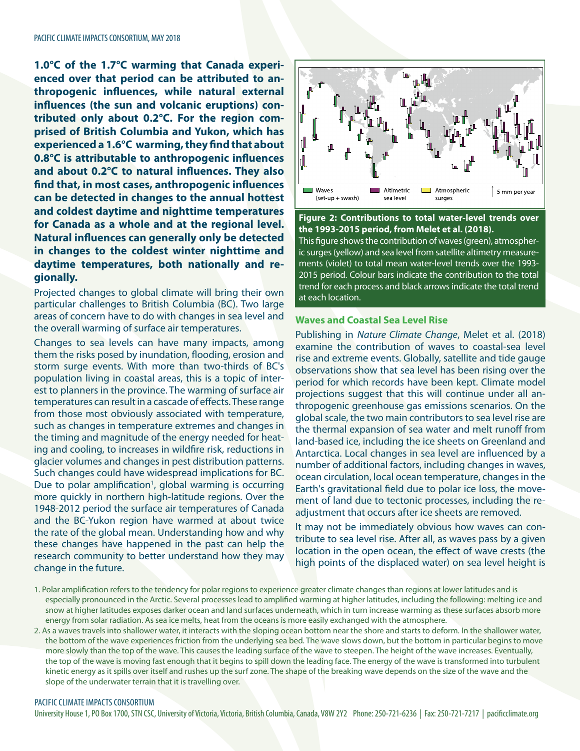**1.0°C of the 1.7°C warming that Canada experienced over that period can be attributed to anthropogenic influences, while natural external influences (the sun and volcanic eruptions) contributed only about 0.2°C. For the region comprised of British Columbia and Yukon, which has experienced a 1.6°C warming, they find that about 0.8°C is attributable to anthropogenic influences and about 0.2°C to natural influences. They also find that, in most cases, anthropogenic influences can be detected in changes to the annual hottest and coldest daytime and nighttime temperatures for Canada as a whole and at the regional level. Natural influences can generally only be detected in changes to the coldest winter nighttime and daytime temperatures, both nationally and regionally.**

Projected changes to global climate will bring their own particular challenges to British Columbia (BC). Two large areas of concern have to do with changes in sea level and the overall warming of surface air temperatures.

Changes to sea levels can have many impacts, among them the risks posed by inundation, flooding, erosion and storm surge events. With more than two-thirds of BC's population living in coastal areas, this is a topic of interest to planners in the province. The warming of surface air temperatures can result in a cascade of effects. These range from those most obviously associated with temperature, such as changes in temperature extremes and changes in the timing and magnitude of the energy needed for heating and cooling, to increases in wildfire risk, reductions in glacier volumes and changes in pest distribution patterns. Such changes could have widespread implications for BC. Due to polar amplification[1], global warming is occurring more quickly in northern high-latitude regions. Over the 1948-2012 period the surface air temperatures of Canada and the BC-Yukon region have warmed at about twice the rate of the global mean. Understanding how and why these changes have happened in the past can help the research community to better understand how they may change in the future.

Waves (set-up + swash) | Altimetric sea level | Atmospheric surges | 5 mm per year

**Figure 2: Contributions to total water-level trends over the 1993-2015 period, from Melet et al. (2018).**
This figure shows the contribution of waves (green), atmospheric surges (yellow) and sea level from satellite altimetry measurements (violet) to total mean water-level trends over the 1993-2015 period. Colour bars indicate the contribution to the total trend for each process and black arrows indicate the total trend at each location.

## Waves and Coastal Sea Level Rise

Publishing in *Nature Climate Change*, Melet et al. (2018) examine the contribution of waves to coastal-sea level rise and extreme events. Globally, satellite and tide gauge observations show that sea level has been rising over the period for which records have been kept. Climate model projections suggest that this will continue under all anthropogenic greenhouse gas emissions scenarios. On the global scale, the two main contributors to sea level rise are the thermal expansion of sea water and melt runoff from land-based ice, including the ice sheets on Greenland and Antarctica. Local changes in sea level are influenced by a number of additional factors, including changes in waves, ocean circulation, local ocean temperature, changes in the Earth's gravitational field due to polar ice loss, the movement of land due to tectonic processes, including the readjustment that occurs after ice sheets are removed.

It may not be immediately obvious how waves can contribute to sea level rise. After all, as waves pass by a given location in the open ocean, the effect of wave crests (the high points of the displaced water) on sea level height is

1. Polar amplification refers to the tendency for polar regions to experience greater climate changes than regions at lower latitudes and is especially pronounced in the Arctic. Several processes lead to amplified warming at higher latitudes, including the following: melting ice and snow at higher latitudes exposes darker ocean and land surfaces underneath, which in turn increase warming as these surfaces absorb more energy from solar radiation. As sea ice melts, heat from the oceans is more easily exchanged with the atmosphere.

2. As a waves travels into shallower water, it interacts with the sloping ocean bottom near the shore and starts to deform. In the shallower water, the bottom of the wave experiences friction from the underlying sea bed. The wave slows down, but the bottom in particular begins to move more slowly than the top of the wave. This causes the leading surface of the wave to steepen. The height of the wave increases. Eventually, the top of the wave is moving fast enough that it begins to spill down the leading face. The energy of the wave is transformed into turbulent kinetic energy as it spills over itself and rushes up the surf zone. The shape of the breaking wave depends on the size of the wave and the slope of the underwater terrain that it is travelling over.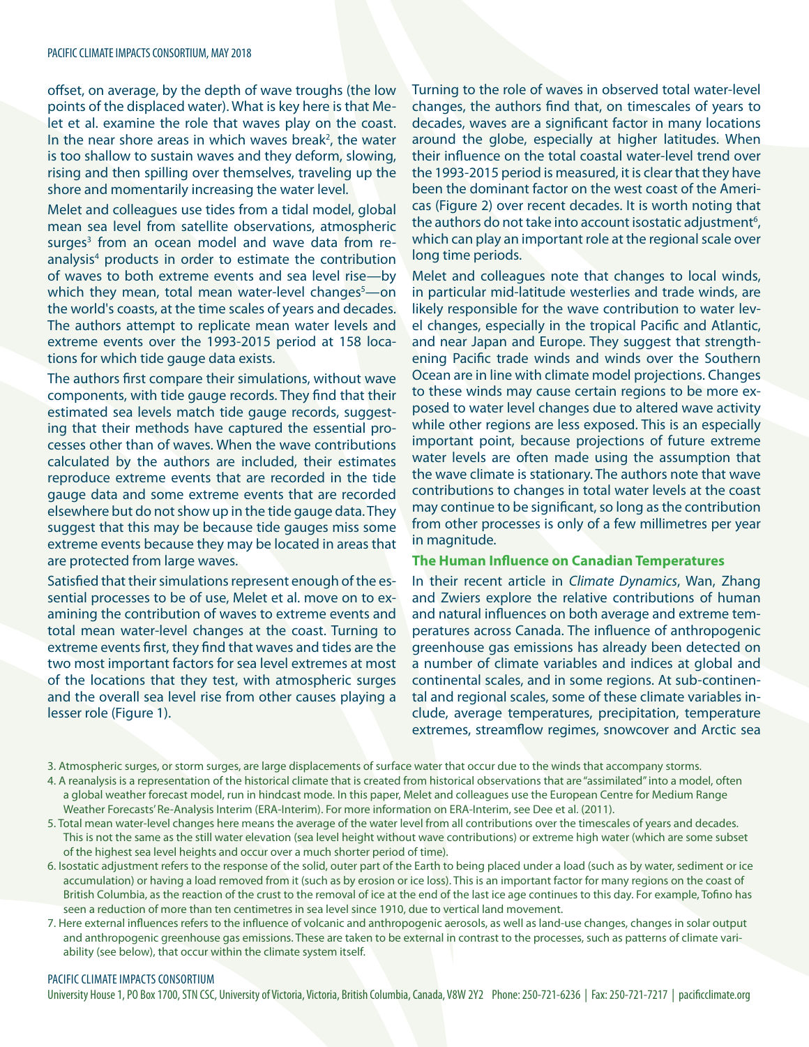offset, on average, by the depth of wave troughs (the low points of the displaced water). What is key here is that Melet et al. examine the role that waves play on the coast. In the near shore areas in which waves break[2], the water is too shallow to sustain waves and they deform, slowing, rising and then spilling over themselves, traveling up the shore and momentarily increasing the water level.

Melet and colleagues use tides from a tidal model, global mean sea level from satellite observations, atmospheric surges[3] from an ocean model and wave data from reanalysis[4] products in order to estimate the contribution of waves to both extreme events and sea level rise—by which they mean, total mean water-level changes[5]—on the world's coasts, at the time scales of years and decades. The authors attempt to replicate mean water levels and extreme events over the 1993-2015 period at 158 locations for which tide gauge data exists.

The authors first compare their simulations, without wave components, with tide gauge records. They find that their estimated sea levels match tide gauge records, suggesting that their methods have captured the essential processes other than of waves. When the wave contributions calculated by the authors are included, their estimates reproduce extreme events that are recorded in the tide gauge data and some extreme events that are recorded elsewhere but do not show up in the tide gauge data. They suggest that this may be because tide gauges miss some extreme events because they may be located in areas that are protected from large waves.

Satisfied that their simulations represent enough of the essential processes to be of use, Melet et al. move on to examining the contribution of waves to extreme events and total mean water-level changes at the coast. Turning to extreme events first, they find that waves and tides are the two most important factors for sea level extremes at most of the locations that they test, with atmospheric surges and the overall sea level rise from other causes playing a lesser role (Figure 1).

Turning to the role of waves in observed total water-level changes, the authors find that, on timescales of years to decades, waves are a significant factor in many locations around the globe, especially at higher latitudes. When their influence on the total coastal water-level trend over the 1993-2015 period is measured, it is clear that they have been the dominant factor on the west coast of the Americas (Figure 2) over recent decades. It is worth noting that the authors do not take into account isostatic adjustment[6], which can play an important role at the regional scale over long time periods.

Melet and colleagues note that changes to local winds, in particular mid-latitude westerlies and trade winds, are likely responsible for the wave contribution to water level changes, especially in the tropical Pacific and Atlantic, and near Japan and Europe. They suggest that strengthening Pacific trade winds and winds over the Southern Ocean are in line with climate model projections. Changes to these winds may cause certain regions to be more exposed to water level changes due to altered wave activity while other regions are less exposed. This is an especially important point, because projections of future extreme water levels are often made using the assumption that the wave climate is stationary. The authors note that wave contributions to changes in total water levels at the coast may continue to be significant, so long as the contribution from other processes is only of a few millimetres per year in magnitude.

## The Human Influence on Canadian Temperatures

In their recent article in *Climate Dynamics*, Wan, Zhang and Zwiers explore the relative contributions of human and natural influences on both average and extreme temperatures across Canada. The influence of anthropogenic greenhouse gas emissions has already been detected on a number of climate variables and indices at global and continental scales, and in some regions. At sub-continental and regional scales, some of these climate variables include, average temperatures, precipitation, temperature extremes, streamflow regimes, snowcover and Arctic sea

3. Atmospheric surges, or storm surges, are large displacements of surface water that occur due to the winds that accompany storms.
4. A reanalysis is a representation of the historical climate that is created from historical observations that are "assimilated" into a model, often a global weather forecast model, run in hindcast mode. In this paper, Melet and colleagues use the European Centre for Medium Range Weather Forecasts' Re-Analysis Interim (ERA-Interim). For more information on ERA-Interim, see Dee et al. (2011).
5. Total mean water-level changes here means the average of the water level from all contributions over the timescales of years and decades. This is not the same as the still water elevation (sea level height without wave contributions) or extreme high water (which are some subset of the highest sea level heights and occur over a much shorter period of time).
6. Isostatic adjustment refers to the response of the solid, outer part of the Earth to being placed under a load (such as by water, sediment or ice accumulation) or having a load removed from it (such as by erosion or ice loss). This is an important factor for many regions on the coast of British Columbia, as the reaction of the crust to the removal of ice at the end of the last ice age continues to this day. For example, Tofino has seen a reduction of more than ten centimetres in sea level since 1910, due to vertical land movement.
7. Here external influences refers to the influence of volcanic and anthropogenic aerosols, as well as land-use changes, changes in solar output and anthropogenic greenhouse gas emissions. These are taken to be external in contrast to the processes, such as patterns of climate variability (see below), that occur within the climate system itself.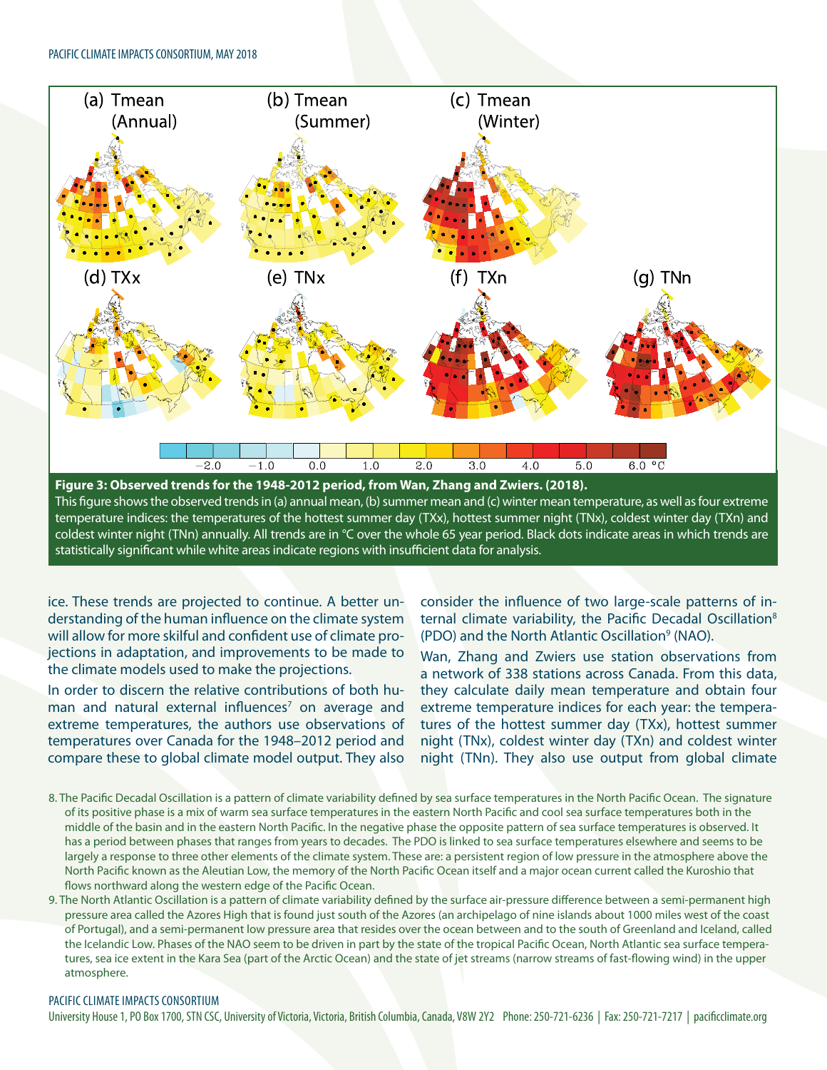**Figure 3: Observed trends for the 1948-2012 period, from Wan, Zhang and Zwiers. (2018).**
This figure shows the observed trends in (a) annual mean, (b) summer mean and (c) winter mean temperature, as well as four extreme temperature indices: the temperatures of the hottest summer day (TXx), hottest summer night (TNx), coldest winter day (TXn) and coldest winter night (TNn) annually. All trends are in °C over the whole 65 year period. Black dots indicate areas in which trends are statistically significant while white areas indicate regions with insufficient data for analysis.

ice. These trends are projected to continue. A better understanding of the human influence on the climate system will allow for more skilful and confident use of climate projections in adaptation, and improvements to be made to the climate models used to make the projections.

In order to discern the relative contributions of both human and natural external influences[7] on average and extreme temperatures, the authors use observations of temperatures over Canada for the 1948–2012 period and compare these to global climate model output. They also consider the influence of two large-scale patterns of internal climate variability, the Pacific Decadal Oscillation[8] (PDO) and the North Atlantic Oscillation[9] (NAO).

Wan, Zhang and Zwiers use station observations from a network of 338 stations across Canada. From this data, they calculate daily mean temperature and obtain four extreme temperature indices for each year: the temperatures of the hottest summer day (TXx), hottest summer night (TNx), coldest winter day (TXn) and coldest winter night (TNn). They also use output from global climate

8. The Pacific Decadal Oscillation is a pattern of climate variability defined by sea surface temperatures in the North Pacific Ocean. The signature of its positive phase is a mix of warm sea surface temperatures in the eastern North Pacific and cool sea surface temperatures both in the middle of the basin and in the eastern North Pacific. In the negative phase the opposite pattern of sea surface temperatures is observed. It has a period between phases that ranges from years to decades. The PDO is linked to sea surface temperatures elsewhere and seems to be largely a response to three other elements of the climate system. These are: a persistent region of low pressure in the atmosphere above the North Pacific known as the Aleutian Low, the memory of the North Pacific Ocean itself and a major ocean current called the Kuroshio that flows northward along the western edge of the Pacific Ocean.

9. The North Atlantic Oscillation is a pattern of climate variability defined by the surface air-pressure difference between a semi-permanent high pressure area called the Azores High that is found just south of the Azores (an archipelago of nine islands about 1000 miles west of the coast of Portugal), and a semi-permanent low pressure area that resides over the ocean between and to the south of Greenland and Iceland, called the Icelandic Low. Phases of the NAO seem to be driven in part by the state of the tropical Pacific Ocean, North Atlantic sea surface temperatures, sea ice extent in the Kara Sea (part of the Arctic Ocean) and the state of jet streams (narrow streams of fast-flowing wind) in the upper atmosphere.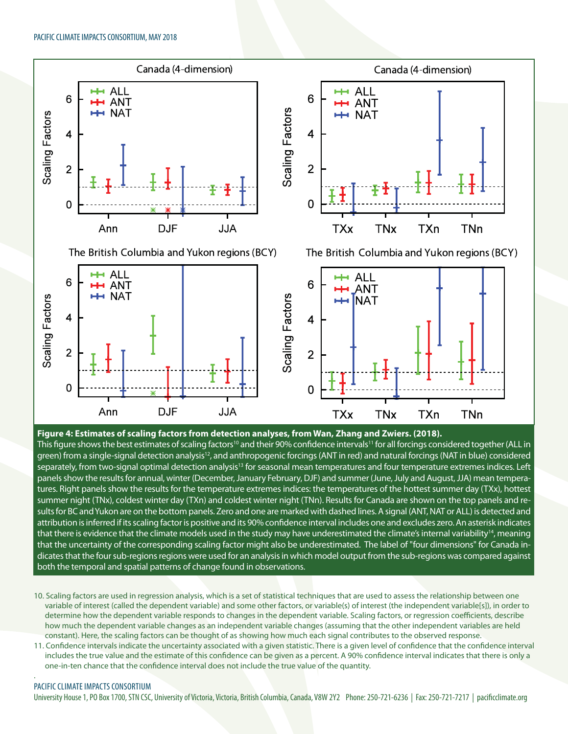**Figure 4: Estimates of scaling factors from detection analyses, from Wan, Zhang and Zwiers. (2018).**
This figure shows the best estimates of scaling factors[10] and their 90% confidence intervals[11] for all forcings considered together (ALL in green) from a single-signal detection analysis[12], and anthropogenic forcings (ANT in red) and natural forcings (NAT in blue) considered separately, from two-signal optimal detection analysis[13] for seasonal mean temperatures and four temperature extremes indices. Left panels show the results for annual, winter (December, January February, DJF) and summer (June, July and August, JJA) mean temperatures. Right panels show the results for the temperature extremes indices: the temperatures of the hottest summer day (TXx), hottest summer night (TNx), coldest winter day (TXn) and coldest winter night (TNn). Results for Canada are shown on the top panels and results for BC and Yukon are on the bottom panels. Zero and one are marked with dashed lines. A signal (ANT, NAT or ALL) is detected and attribution is inferred if its scaling factor is positive and its 90% confidence interval includes one and excludes zero. An asterisk indicates that there is evidence that the climate models used in the study may have underestimated the climate's internal variability[14], meaning that the uncertainty of the corresponding scaling factor might also be underestimated. The label of "four dimensions" for Canada indicates that the four sub-regions regions were used for an analysis in which model output from the sub-regions was compared against both the temporal and spatial patterns of change found in observations.

10. Scaling factors are used in regression analysis, which is a set of statistical techniques that are used to assess the relationship between one variable of interest (called the dependent variable) and some other factors, or variable(s) of interest (the independent variable[s]), in order to determine how the dependent variable responds to changes in the dependent variable. Scaling factors, or regression coefficients, describe how much the dependent variable changes as an independent variable changes (assuming that the other independent variables are held constant). Here, the scaling factors can be thought of as showing how much each signal contributes to the observed response.
11. Confidence intervals indicate the uncertainty associated with a given statistic. There is a given level of confidence that the confidence interval includes the true value and the estimate of this confidence can be given as a percent. A 90% confidence interval indicates that there is only a one-in-ten chance that the confidence interval does not include the true value of the quantity.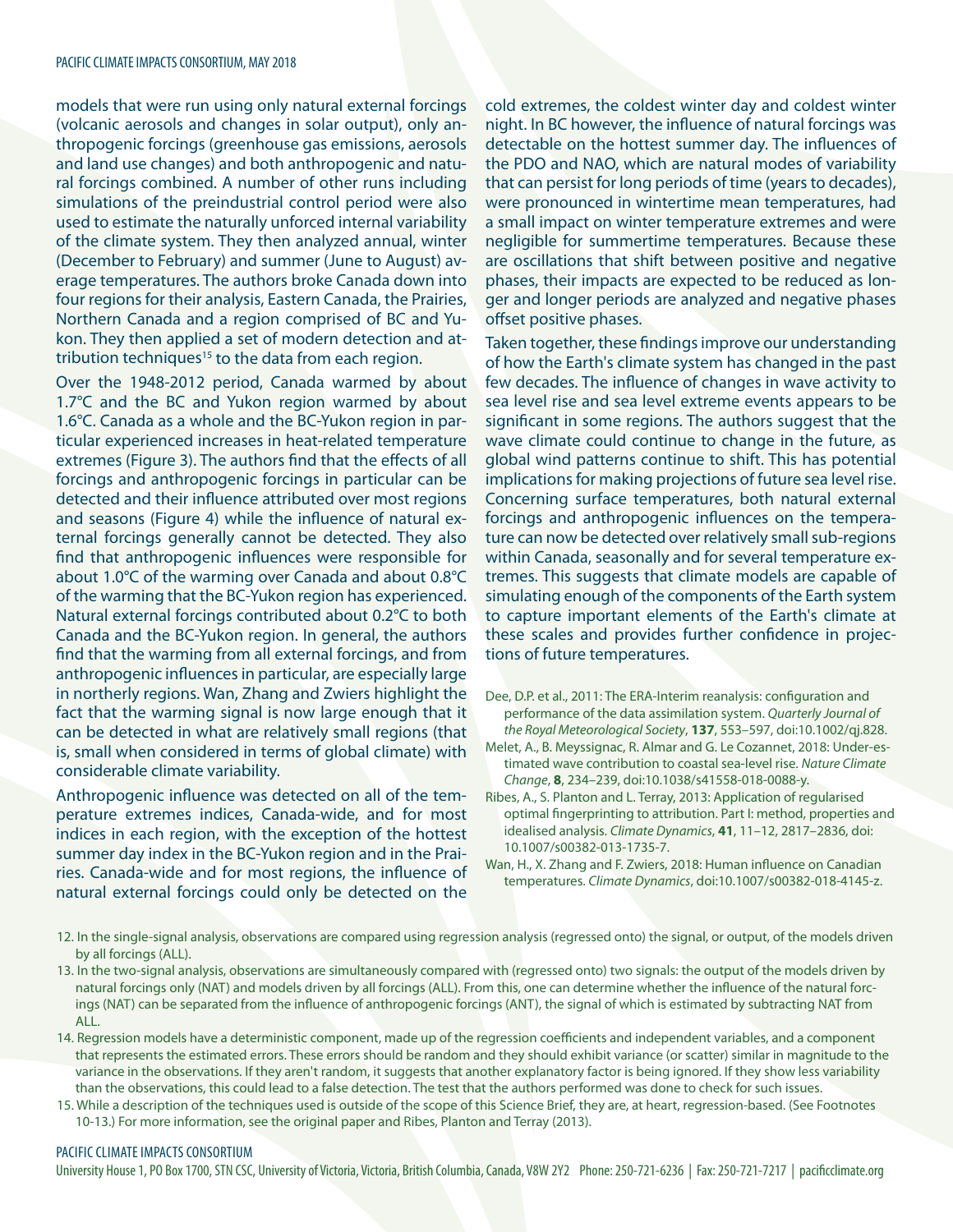models that were run using only natural external forcings (volcanic aerosols and changes in solar output), only anthropogenic forcings (greenhouse gas emissions, aerosols and land use changes) and both anthropogenic and natural forcings combined. A number of other runs including simulations of the preindustrial control period were also used to estimate the naturally unforced internal variability of the climate system. They then analyzed annual, winter (December to February) and summer (June to August) average temperatures. The authors broke Canada down into four regions for their analysis, Eastern Canada, the Prairies, Northern Canada and a region comprised of BC and Yukon. They then applied a set of modern detection and attribution techniques[15] to the data from each region.

Over the 1948-2012 period, Canada warmed by about 1.7°C and the BC and Yukon region warmed by about 1.6°C. Canada as a whole and the BC-Yukon region in particular experienced increases in heat-related temperature extremes (Figure 3). The authors find that the effects of all forcings and anthropogenic forcings in particular can be detected and their influence attributed over most regions and seasons (Figure 4) while the influence of natural external forcings generally cannot be detected. They also find that anthropogenic influences were responsible for about 1.0°C of the warming over Canada and about 0.8°C of the warming that the BC-Yukon region has experienced. Natural external forcings contributed about 0.2°C to both Canada and the BC-Yukon region. In general, the authors find that the warming from all external forcings, and from anthropogenic influences in particular, are especially large in northerly regions. Wan, Zhang and Zwiers highlight the fact that the warming signal is now large enough that it can be detected in what are relatively small regions (that is, small when considered in terms of global climate) with considerable climate variability.

Anthropogenic influence was detected on all of the temperature extremes indices, Canada-wide, and for most indices in each region, with the exception of the hottest summer day index in the BC-Yukon region and in the Prairies. Canada-wide and for most regions, the influence of natural external forcings could only be detected on the cold extremes, the coldest winter day and coldest winter night. In BC however, the influence of natural forcings was detectable on the hottest summer day. The influences of the PDO and NAO, which are natural modes of variability that can persist for long periods of time (years to decades), were pronounced in wintertime mean temperatures, had a small impact on winter temperature extremes and were negligible for summertime temperatures. Because these are oscillations that shift between positive and negative phases, their impacts are expected to be reduced as longer and longer periods are analyzed and negative phases offset positive phases.

Taken together, these findings improve our understanding of how the Earth's climate system has changed in the past few decades. The influence of changes in wave activity to sea level rise and sea level extreme events appears to be significant in some regions. The authors suggest that the wave climate could continue to change in the future, as global wind patterns continue to shift. This has potential implications for making projections of future sea level rise. Concerning surface temperatures, both natural external forcings and anthropogenic influences on the temperature can now be detected over relatively small sub-regions within Canada, seasonally and for several temperature extremes. This suggests that climate models are capable of simulating enough of the components of the Earth system to capture important elements of the Earth's climate at these scales and provides further confidence in projections of future temperatures.

Dee, D.P. et al., 2011: The ERA-Interim reanalysis: configuration and performance of the data assimilation system. *Quarterly Journal of the Royal Meteorological Society*, **137**, 553–597, doi:10.1002/qj.828.

Melet, A., B. Meyssignac, R. Almar and G. Le Cozannet, 2018: Under-estimated wave contribution to coastal sea-level rise. *Nature Climate Change*, **8**, 234–239, doi:10.1038/s41558-018-0088-y.

Ribes, A., S. Planton and L. Terray, 2013: Application of regularised optimal fingerprinting to attribution. Part I: method, properties and idealised analysis. *Climate Dynamics*, **41**, 11–12, 2817–2836, doi: 10.1007/s00382-013-1735-7.

Wan, H., X. Zhang and F. Zwiers, 2018: Human influence on Canadian temperatures. *Climate Dynamics*, doi:10.1007/s00382-018-4145-z.

12. In the single-signal analysis, observations are compared using regression analysis (regressed onto) the signal, or output, of the models driven by all forcings (ALL).
13. In the two-signal analysis, observations are simultaneously compared with (regressed onto) two signals: the output of the models driven by natural forcings only (NAT) and models driven by all forcings (ALL). From this, one can determine whether the influence of the natural forcings (NAT) can be separated from the influence of anthropogenic forcings (ANT), the signal of which is estimated by subtracting NAT from ALL.
14. Regression models have a deterministic component, made up of the regression coefficients and independent variables, and a component that represents the estimated errors. These errors should be random and they should exhibit variance (or scatter) similar in magnitude to the variance in the observations. If they aren't random, it suggests that another explanatory factor is being ignored. If they show less variability than the observations, this could lead to a false detection. The test that the authors performed was done to check for such issues.
15. While a description of the techniques used is outside of the scope of this Science Brief, they are, at heart, regression-based. (See Footnotes 10-13.) For more information, see the original paper and Ribes, Planton and Terray (2013).